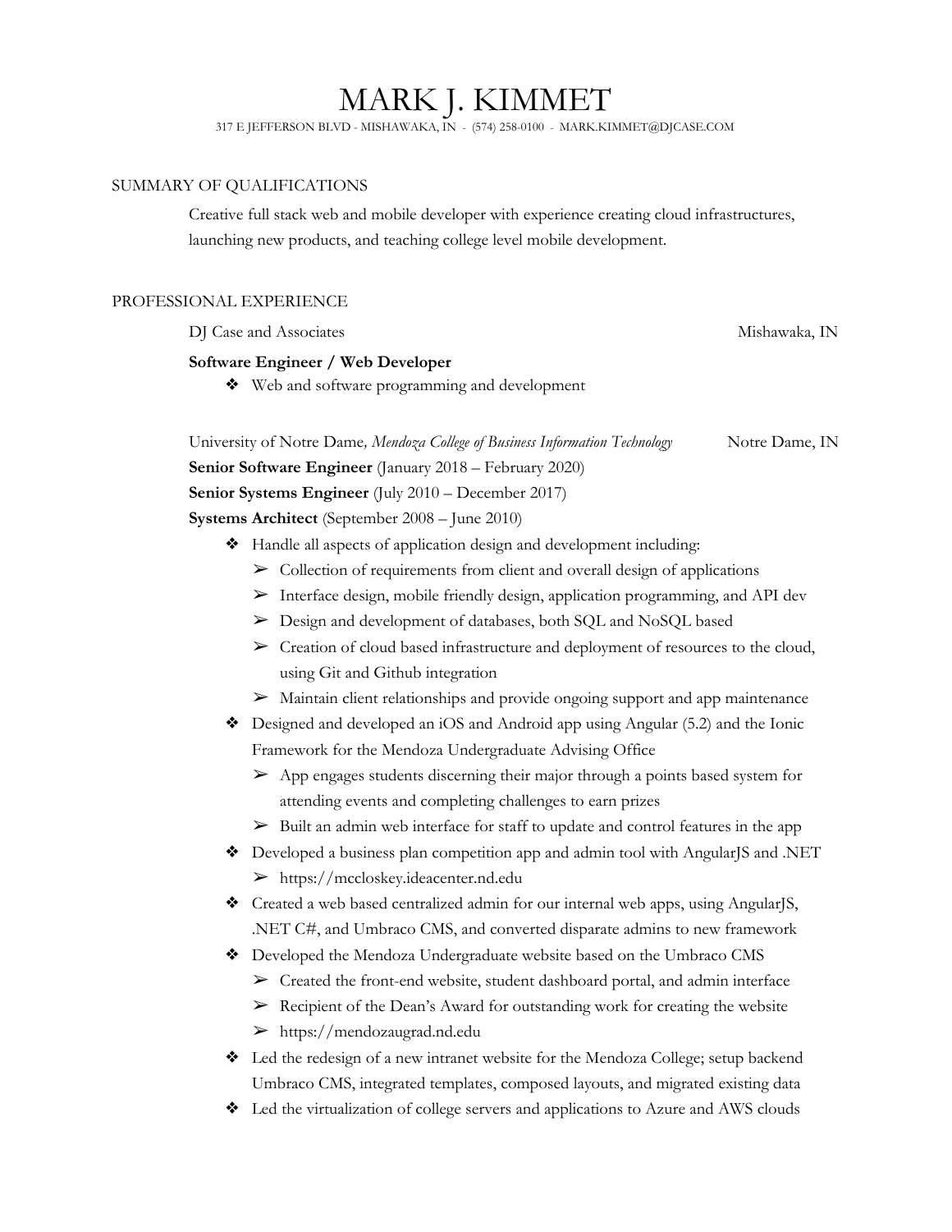# MARK J. KIMMET

317 E JEFFERSON BLVD - MISHAWAKA, IN - (574) 258-0100 - MARK.KIMMET@DJCASE.COM

## SUMMARY OF QUALIFICATIONS

Creative full stack web and mobile developer with experience creating cloud infrastructures, launching new products, and teaching college level mobile development.

## PROFESSIONAL EXPERIENCE

DJ Case and Associates — Mishawaka, IN

**Software Engineer / Web Developer**

- Web and software programming and development

University of Notre Dame*, Mendoza College of Business Information Technology* — Notre Dame, IN

**Senior Software Engineer** (January 2018 – February 2020)
**Senior Systems Engineer** (July 2010 – December 2017)
**Systems Architect** (September 2008 – June 2010)

- Handle all aspects of application design and development including:
  - Collection of requirements from client and overall design of applications
  - Interface design, mobile friendly design, application programming, and API dev
  - Design and development of databases, both SQL and NoSQL based
  - Creation of cloud based infrastructure and deployment of resources to the cloud, using Git and Github integration
  - Maintain client relationships and provide ongoing support and app maintenance
- Designed and developed an iOS and Android app using Angular (5.2) and the Ionic Framework for the Mendoza Undergraduate Advising Office
  - App engages students discerning their major through a points based system for attending events and completing challenges to earn prizes
  - Built an admin web interface for staff to update and control features in the app
- Developed a business plan competition app and admin tool with AngularJS and .NET
  - https://mccloskey.ideacenter.nd.edu
- Created a web based centralized admin for our internal web apps, using AngularJS, .NET C#, and Umbraco CMS, and converted disparate admins to new framework
- Developed the Mendoza Undergraduate website based on the Umbraco CMS
  - Created the front-end website, student dashboard portal, and admin interface
  - Recipient of the Dean's Award for outstanding work for creating the website
  - https://mendozaugrad.nd.edu
- Led the redesign of a new intranet website for the Mendoza College; setup backend Umbraco CMS, integrated templates, composed layouts, and migrated existing data
- Led the virtualization of college servers and applications to Azure and AWS clouds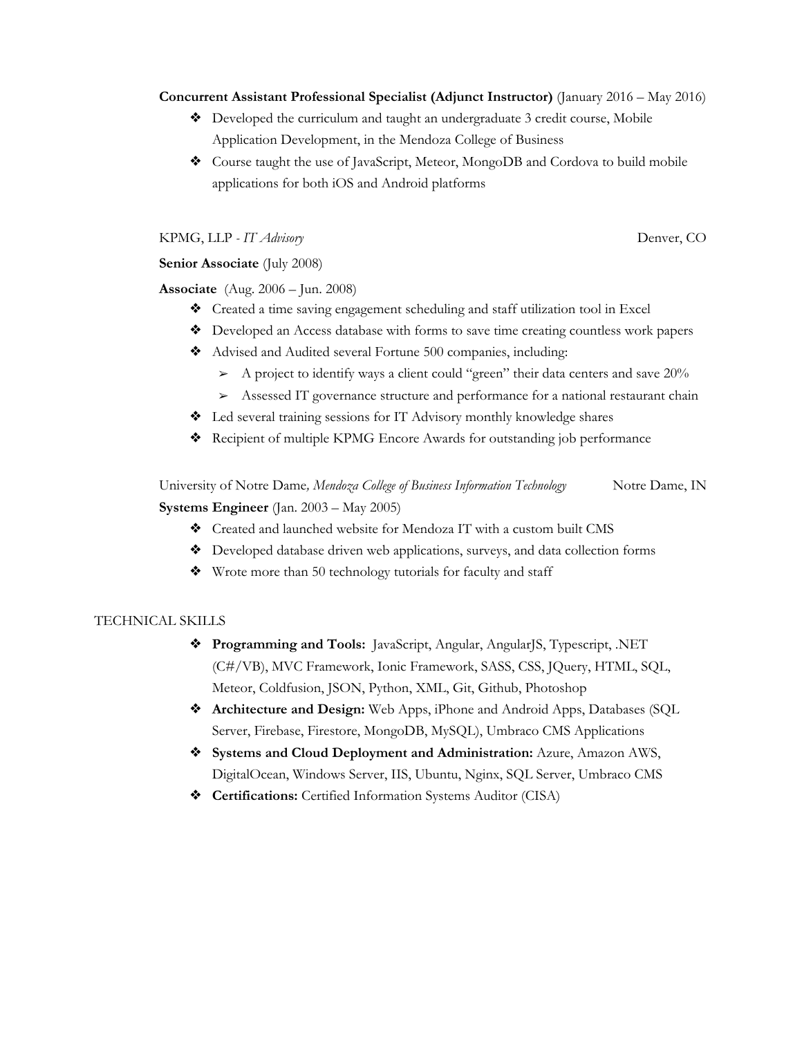**Concurrent Assistant Professional Specialist (Adjunct Instructor)** (January 2016 – May 2016)

- Developed the curriculum and taught an undergraduate 3 credit course, Mobile Application Development, in the Mendoza College of Business
- Course taught the use of JavaScript, Meteor, MongoDB and Cordova to build mobile applications for both iOS and Android platforms

KPMG, LLP - *IT Advisory* Denver, CO

**Senior Associate** (July 2008)

**Associate** (Aug. 2006 – Jun. 2008)

- Created a time saving engagement scheduling and staff utilization tool in Excel
- Developed an Access database with forms to save time creating countless work papers
- Advised and Audited several Fortune 500 companies, including:
  - A project to identify ways a client could "green" their data centers and save 20%
  - Assessed IT governance structure and performance for a national restaurant chain
- Led several training sessions for IT Advisory monthly knowledge shares
- Recipient of multiple KPMG Encore Awards for outstanding job performance

University of Notre Dame*, Mendoza College of Business Information Technology* Notre Dame, IN

**Systems Engineer** (Jan. 2003 – May 2005)

- Created and launched website for Mendoza IT with a custom built CMS
- Developed database driven web applications, surveys, and data collection forms
- Wrote more than 50 technology tutorials for faculty and staff

## TECHNICAL SKILLS

- **Programming and Tools:** JavaScript, Angular, AngularJS, Typescript, .NET (C#/VB), MVC Framework, Ionic Framework, SASS, CSS, JQuery, HTML, SQL, Meteor, Coldfusion, JSON, Python, XML, Git, Github, Photoshop
- **Architecture and Design:** Web Apps, iPhone and Android Apps, Databases (SQL Server, Firebase, Firestore, MongoDB, MySQL), Umbraco CMS Applications
- **Systems and Cloud Deployment and Administration:** Azure, Amazon AWS, DigitalOcean, Windows Server, IIS, Ubuntu, Nginx, SQL Server, Umbraco CMS
- **Certifications:** Certified Information Systems Auditor (CISA)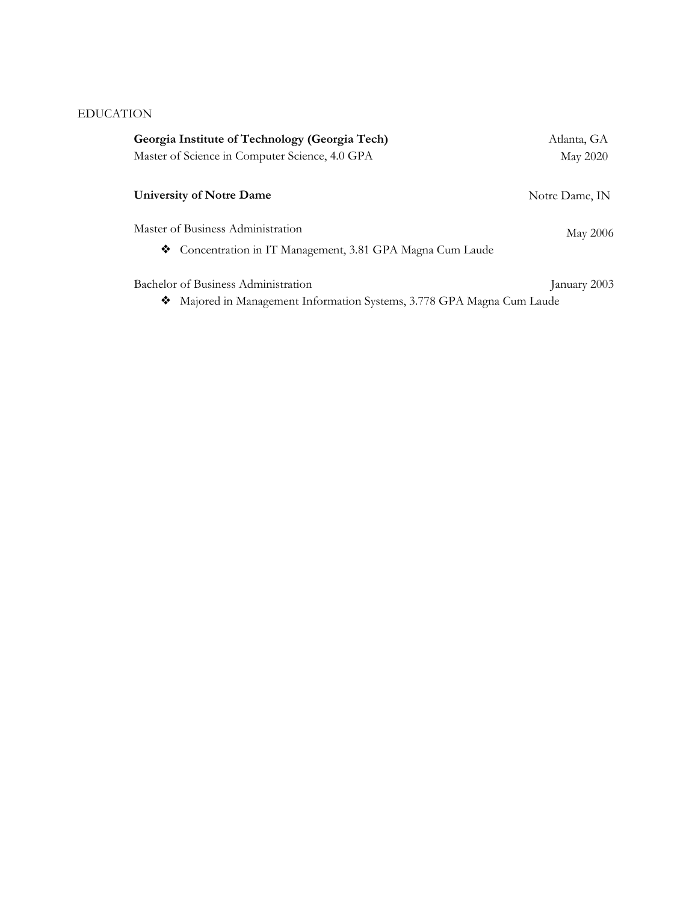## EDUCATION

**Georgia Institute of Technology (Georgia Tech)** Atlanta, GA
Master of Science in Computer Science, 4.0 GPA May 2020

**University of Notre Dame** Notre Dame, IN

Master of Business Administration May 2006

- Concentration in IT Management, 3.81 GPA Magna Cum Laude

Bachelor of Business Administration January 2003

- Majored in Management Information Systems, 3.778 GPA Magna Cum Laude